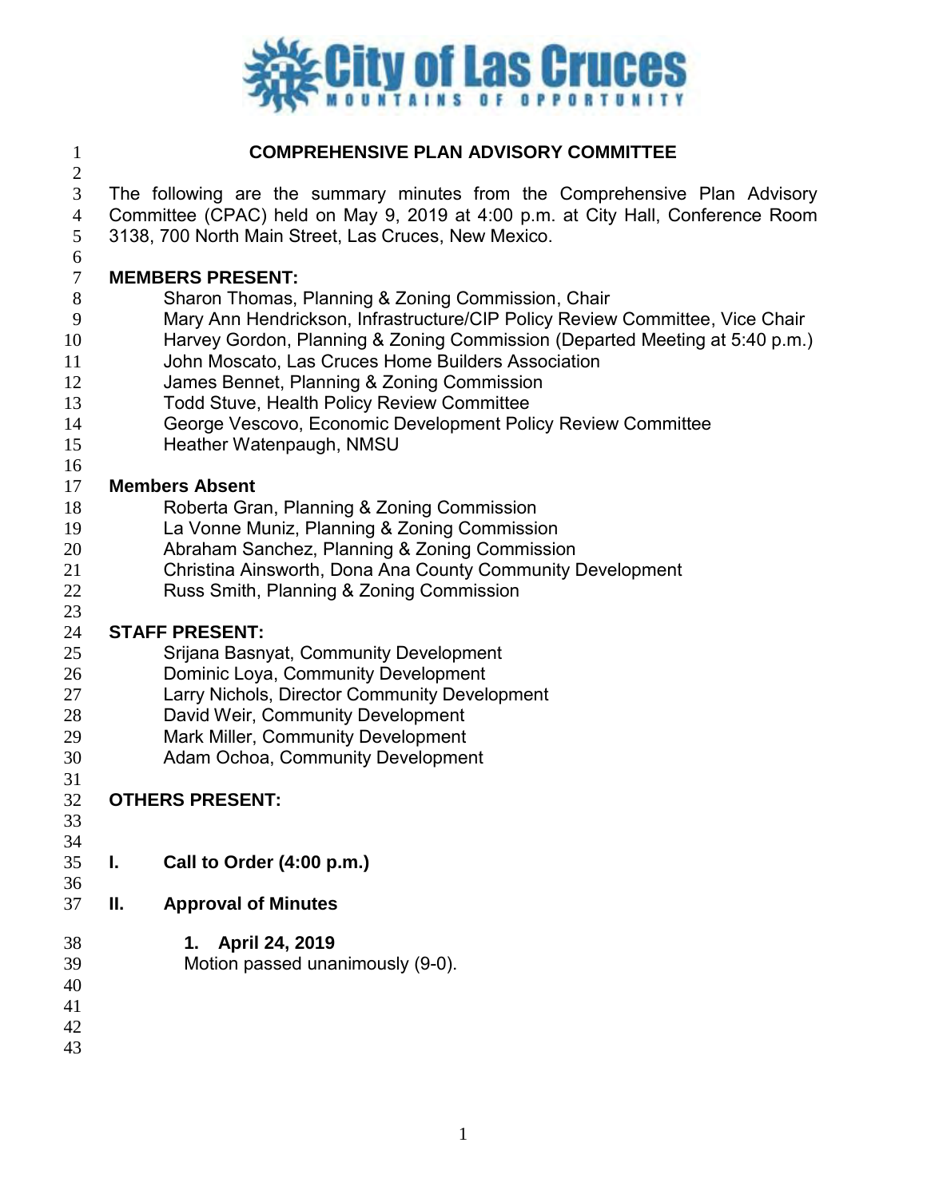City of Las Cruces
MOUNTAINS OF OPPORTUNITY

# COMPREHENSIVE PLAN ADVISORY COMMITTEE

The following are the summary minutes from the Comprehensive Plan Advisory Committee (CPAC) held on May 9, 2019 at 4:00 p.m. at City Hall, Conference Room 3138, 700 North Main Street, Las Cruces, New Mexico.

**MEMBERS PRESENT:**

Sharon Thomas, Planning & Zoning Commission, Chair
Mary Ann Hendrickson, Infrastructure/CIP Policy Review Committee, Vice Chair
Harvey Gordon, Planning & Zoning Commission (Departed Meeting at 5:40 p.m.)
John Moscato, Las Cruces Home Builders Association
James Bennet, Planning & Zoning Commission
Todd Stuve, Health Policy Review Committee
George Vescovo, Economic Development Policy Review Committee
Heather Watenpaugh, NMSU

**Members Absent**

Roberta Gran, Planning & Zoning Commission
La Vonne Muniz, Planning & Zoning Commission
Abraham Sanchez, Planning & Zoning Commission
Christina Ainsworth, Dona Ana County Community Development
Russ Smith, Planning & Zoning Commission

**STAFF PRESENT:**

Srijana Basnyat, Community Development
Dominic Loya, Community Development
Larry Nichols, Director Community Development
David Weir, Community Development
Mark Miller, Community Development
Adam Ochoa, Community Development

**OTHERS PRESENT:**

**I. Call to Order (4:00 p.m.)**

**II. Approval of Minutes**

**1. April 24, 2019**
Motion passed unanimously (9-0).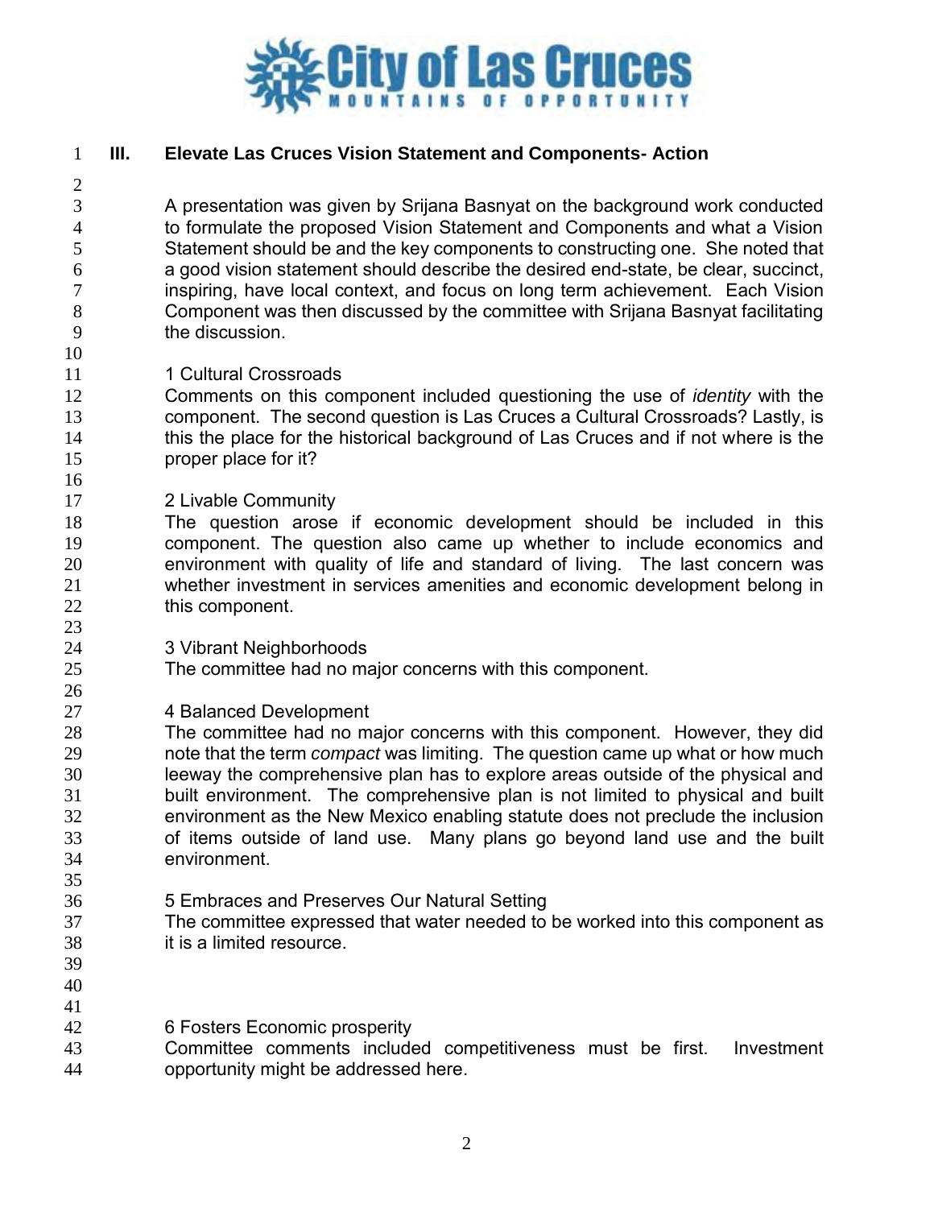## III. Elevate Las Cruces Vision Statement and Components- Action

A presentation was given by Srijana Basnyat on the background work conducted to formulate the proposed Vision Statement and Components and what a Vision Statement should be and the key components to constructing one. She noted that a good vision statement should describe the desired end-state, be clear, succinct, inspiring, have local context, and focus on long term achievement. Each Vision Component was then discussed by the committee with Srijana Basnyat facilitating the discussion.

1 Cultural Crossroads

Comments on this component included questioning the use of *identity* with the component. The second question is Las Cruces a Cultural Crossroads? Lastly, is this the place for the historical background of Las Cruces and if not where is the proper place for it?

2 Livable Community

The question arose if economic development should be included in this component. The question also came up whether to include economics and environment with quality of life and standard of living. The last concern was whether investment in services amenities and economic development belong in this component.

3 Vibrant Neighborhoods

The committee had no major concerns with this component.

4 Balanced Development

The committee had no major concerns with this component. However, they did note that the term *compact* was limiting. The question came up what or how much leeway the comprehensive plan has to explore areas outside of the physical and built environment. The comprehensive plan is not limited to physical and built environment as the New Mexico enabling statute does not preclude the inclusion of items outside of land use. Many plans go beyond land use and the built environment.

5 Embraces and Preserves Our Natural Setting

The committee expressed that water needed to be worked into this component as it is a limited resource.

6 Fosters Economic prosperity

Committee comments included competitiveness must be first. Investment opportunity might be addressed here.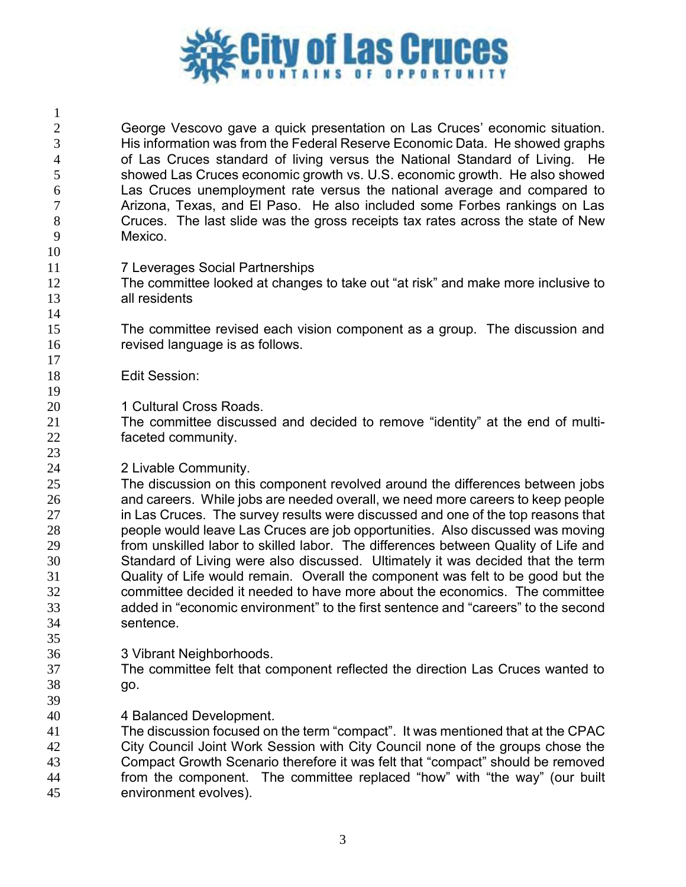George Vescovo gave a quick presentation on Las Cruces' economic situation. His information was from the Federal Reserve Economic Data. He showed graphs of Las Cruces standard of living versus the National Standard of Living. He showed Las Cruces economic growth vs. U.S. economic growth. He also showed Las Cruces unemployment rate versus the national average and compared to Arizona, Texas, and El Paso. He also included some Forbes rankings on Las Cruces. The last slide was the gross receipts tax rates across the state of New Mexico.

7 Leverages Social Partnerships
The committee looked at changes to take out "at risk" and make more inclusive to all residents

The committee revised each vision component as a group. The discussion and revised language is as follows.

Edit Session:

1 Cultural Cross Roads.
The committee discussed and decided to remove "identity" at the end of multi-faceted community.

2 Livable Community.
The discussion on this component revolved around the differences between jobs and careers. While jobs are needed overall, we need more careers to keep people in Las Cruces. The survey results were discussed and one of the top reasons that people would leave Las Cruces are job opportunities. Also discussed was moving from unskilled labor to skilled labor. The differences between Quality of Life and Standard of Living were also discussed. Ultimately it was decided that the term Quality of Life would remain. Overall the component was felt to be good but the committee decided it needed to have more about the economics. The committee added in "economic environment" to the first sentence and "careers" to the second sentence.

3 Vibrant Neighborhoods.
The committee felt that component reflected the direction Las Cruces wanted to go.

4 Balanced Development.
The discussion focused on the term "compact". It was mentioned that at the CPAC City Council Joint Work Session with City Council none of the groups chose the Compact Growth Scenario therefore it was felt that "compact" should be removed from the component. The committee replaced "how" with "the way" (our built environment evolves).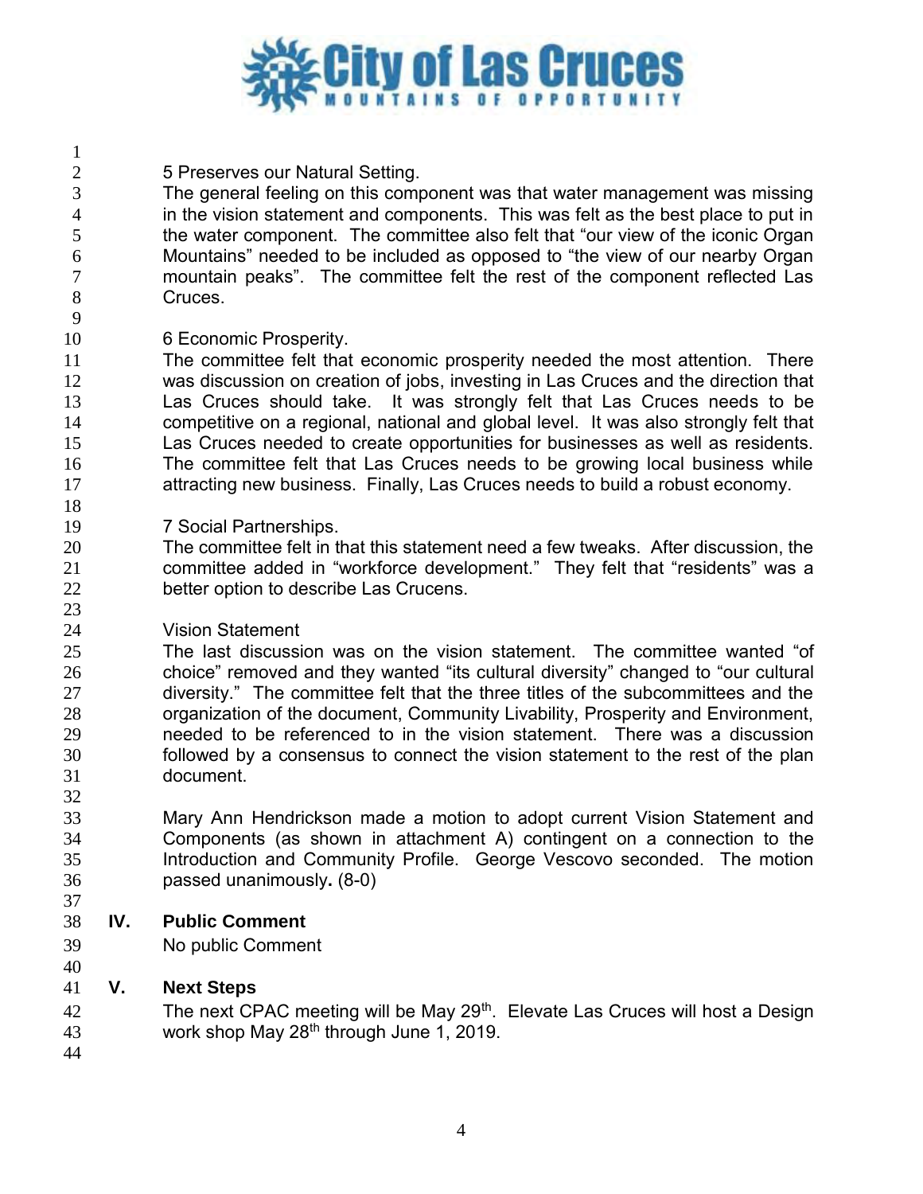5 Preserves our Natural Setting.

The general feeling on this component was that water management was missing in the vision statement and components. This was felt as the best place to put in the water component. The committee also felt that "our view of the iconic Organ Mountains" needed to be included as opposed to "the view of our nearby Organ mountain peaks". The committee felt the rest of the component reflected Las Cruces.

6 Economic Prosperity.

The committee felt that economic prosperity needed the most attention. There was discussion on creation of jobs, investing in Las Cruces and the direction that Las Cruces should take. It was strongly felt that Las Cruces needs to be competitive on a regional, national and global level. It was also strongly felt that Las Cruces needed to create opportunities for businesses as well as residents. The committee felt that Las Cruces needs to be growing local business while attracting new business. Finally, Las Cruces needs to build a robust economy.

7 Social Partnerships.

The committee felt in that this statement need a few tweaks. After discussion, the committee added in "workforce development." They felt that "residents" was a better option to describe Las Crucens.

Vision Statement

The last discussion was on the vision statement. The committee wanted "of choice" removed and they wanted "its cultural diversity" changed to "our cultural diversity." The committee felt that the three titles of the subcommittees and the organization of the document, Community Livability, Prosperity and Environment, needed to be referenced to in the vision statement. There was a discussion followed by a consensus to connect the vision statement to the rest of the plan document.

Mary Ann Hendrickson made a motion to adopt current Vision Statement and Components (as shown in attachment A) contingent on a connection to the Introduction and Community Profile. George Vescovo seconded. The motion passed unanimously**.** (8-0)

## IV. Public Comment

No public Comment

## V. Next Steps

The next CPAC meeting will be May 29th. Elevate Las Cruces will host a Design work shop May 28th through June 1, 2019.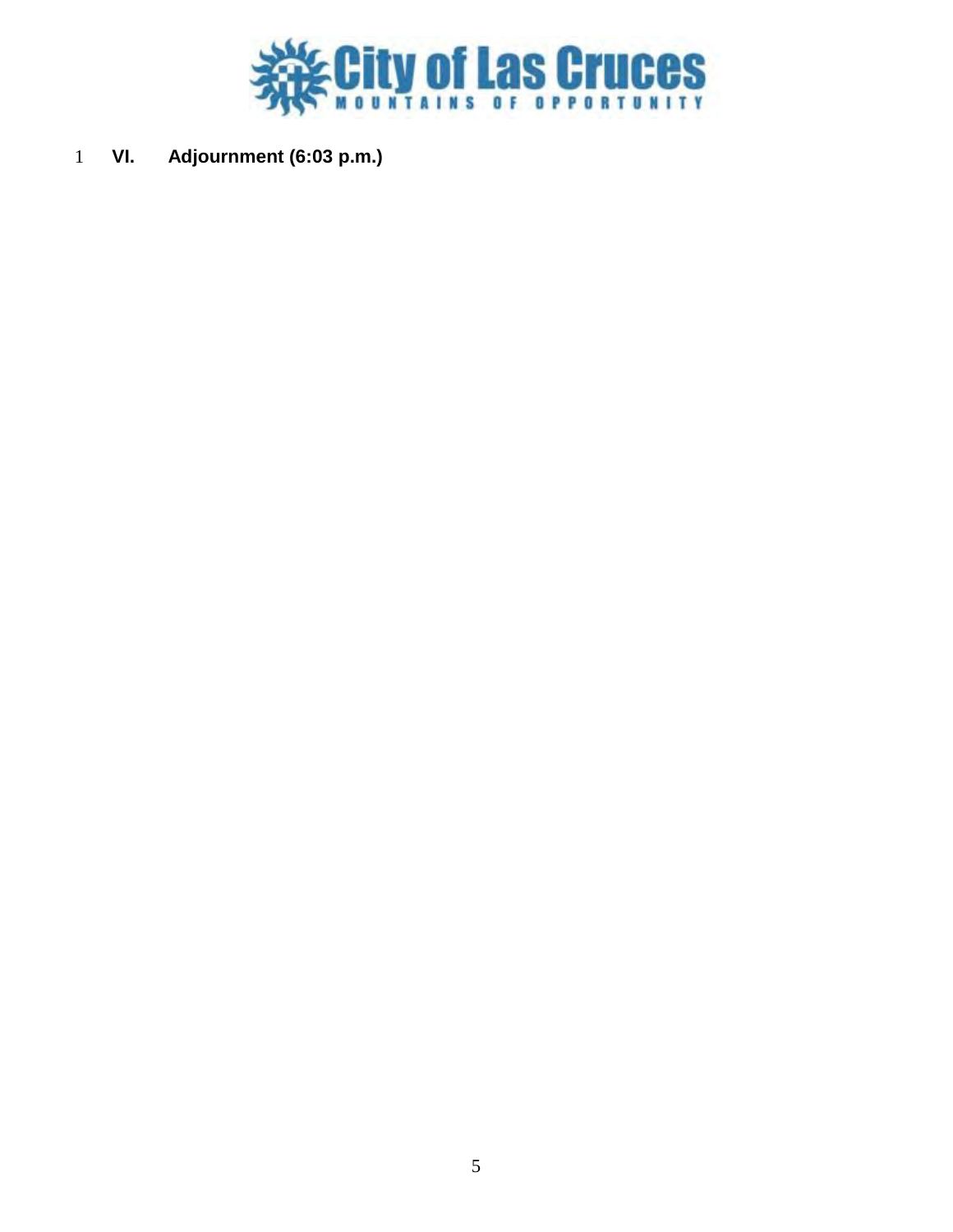## VI. Adjournment (6:03 p.m.)